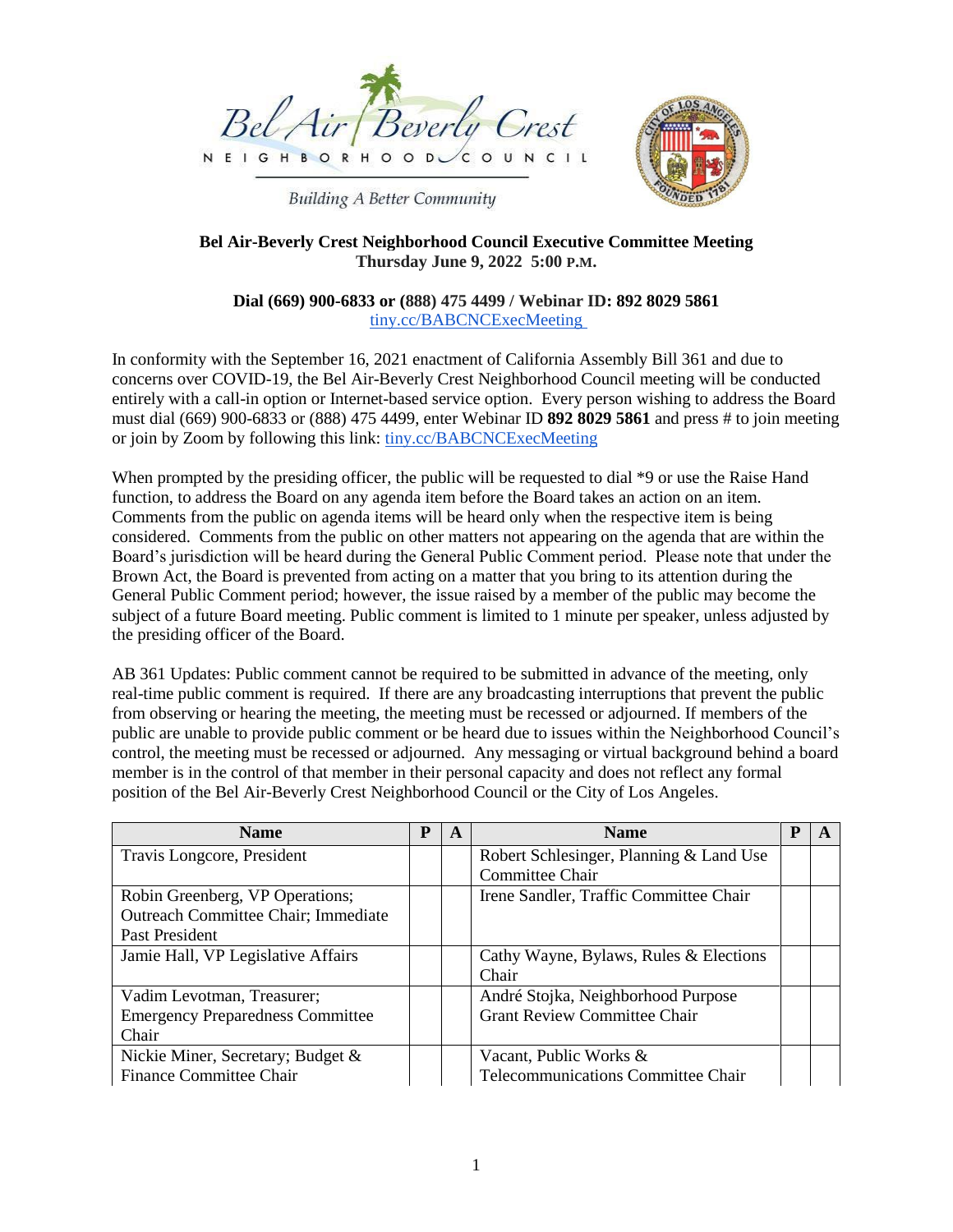Bel Air Beverly Crest

NEIGHBORHOOD COUNCIL

*Building A Better Community*

**Bel Air-Beverly Crest Neighborhood Council Executive Committee Meeting**
**Thursday June 9, 2022 5:00 P.M.**

**Dial (669) 900-6833 or (888) 475 4499 / Webinar ID: 892 8029 5861**
tiny.cc/BABCNCExecMeeting

In conformity with the September 16, 2021 enactment of California Assembly Bill 361 and due to concerns over COVID-19, the Bel Air-Beverly Crest Neighborhood Council meeting will be conducted entirely with a call-in option or Internet-based service option. Every person wishing to address the Board must dial (669) 900-6833 or (888) 475 4499, enter Webinar ID **892 8029 5861** and press # to join meeting or join by Zoom by following this link: tiny.cc/BABCNCExecMeeting

When prompted by the presiding officer, the public will be requested to dial *9 or use the Raise Hand function, to address the Board on any agenda item before the Board takes an action on an item. Comments from the public on agenda items will be heard only when the respective item is being considered. Comments from the public on other matters not appearing on the agenda that are within the Board's jurisdiction will be heard during the General Public Comment period. Please note that under the Brown Act, the Board is prevented from acting on a matter that you bring to its attention during the General Public Comment period; however, the issue raised by a member of the public may become the subject of a future Board meeting. Public comment is limited to 1 minute per speaker, unless adjusted by the presiding officer of the Board.

AB 361 Updates: Public comment cannot be required to be submitted in advance of the meeting, only real-time public comment is required. If there are any broadcasting interruptions that prevent the public from observing or hearing the meeting, the meeting must be recessed or adjourned. If members of the public are unable to provide public comment or be heard due to issues within the Neighborhood Council's control, the meeting must be recessed or adjourned. Any messaging or virtual background behind a board member is in the control of that member in their personal capacity and does not reflect any formal position of the Bel Air-Beverly Crest Neighborhood Council or the City of Los Angeles.

| Name | P | A | Name | P | A |
|---|---|---|---|---|---|
| Travis Longcore, President | | | Robert Schlesinger, Planning & Land Use Committee Chair | | |
| Robin Greenberg, VP Operations; Outreach Committee Chair; Immediate Past President | | | Irene Sandler, Traffic Committee Chair | | |
| Jamie Hall, VP Legislative Affairs | | | Cathy Wayne, Bylaws, Rules & Elections Chair | | |
| Vadim Levotman, Treasurer; Emergency Preparedness Committee Chair | | | André Stojka, Neighborhood Purpose Grant Review Committee Chair | | |
| Nickie Miner, Secretary; Budget & Finance Committee Chair | | | Vacant, Public Works & Telecommunications Committee Chair | | |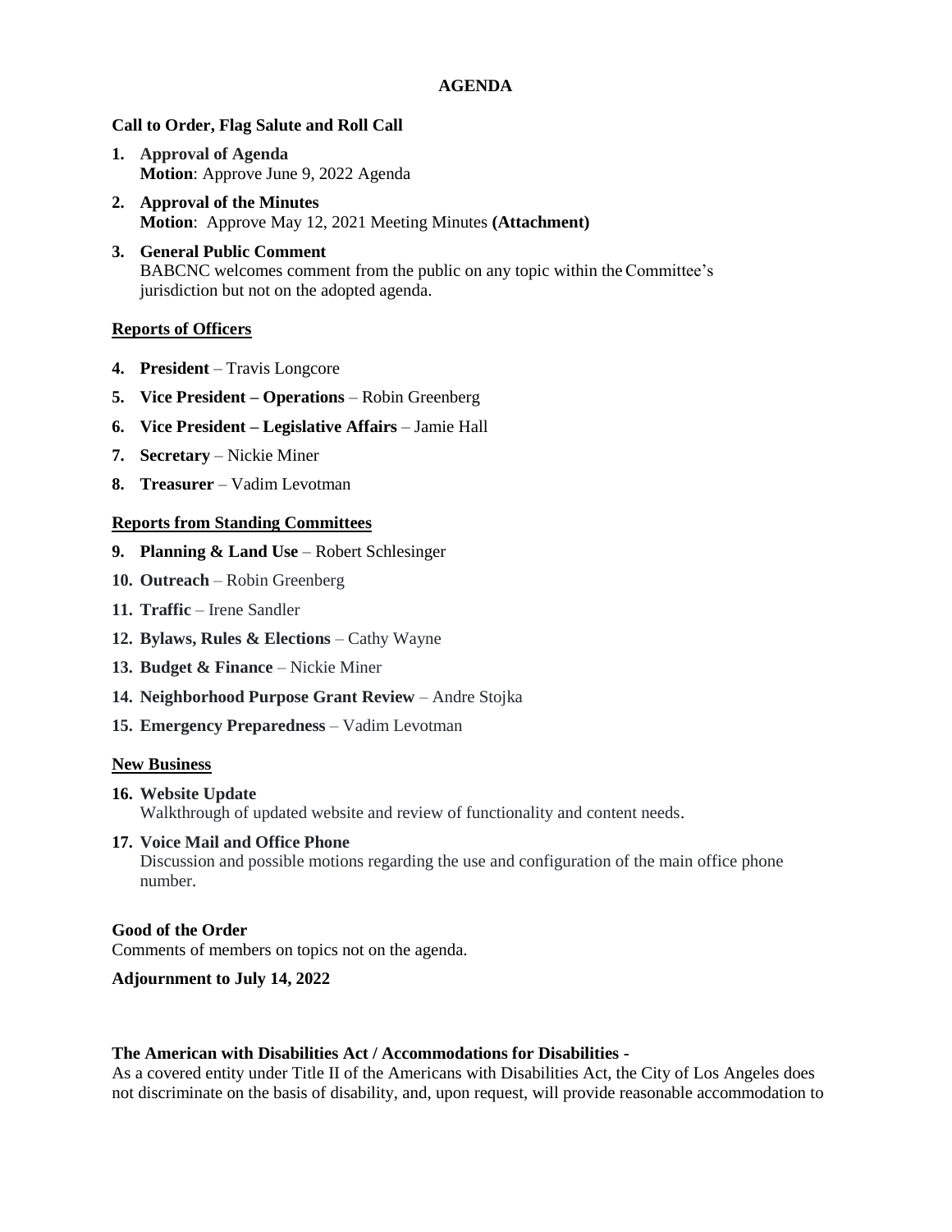**AGENDA**

**Call to Order, Flag Salute and Roll Call**

1. **Approval of Agenda**
   **Motion**: Approve June 9, 2022 Agenda
2. **Approval of the Minutes**
   **Motion**: Approve May 12, 2021 Meeting Minutes **(Attachment)**
3. **General Public Comment**
   BABCNC welcomes comment from the public on any topic within the Committee's jurisdiction but not on the adopted agenda.

**Reports of Officers**

4. **President** – Travis Longcore
5. **Vice President – Operations** – Robin Greenberg
6. **Vice President – Legislative Affairs** – Jamie Hall
7. **Secretary** – Nickie Miner
8. **Treasurer** – Vadim Levotman

**Reports from Standing Committees**

9. **Planning & Land Use** – Robert Schlesinger
10. **Outreach** – Robin Greenberg
11. **Traffic** – Irene Sandler
12. **Bylaws, Rules & Elections** – Cathy Wayne
13. **Budget & Finance** – Nickie Miner
14. **Neighborhood Purpose Grant Review** – Andre Stojka
15. **Emergency Preparedness** – Vadim Levotman

**New Business**

16. **Website Update**
    Walkthrough of updated website and review of functionality and content needs.
17. **Voice Mail and Office Phone**
    Discussion and possible motions regarding the use and configuration of the main office phone number.

**Good of the Order**

Comments of members on topics not on the agenda.

**Adjournment to July 14, 2022**

**The American with Disabilities Act / Accommodations for Disabilities -**

As a covered entity under Title II of the Americans with Disabilities Act, the City of Los Angeles does not discriminate on the basis of disability, and, upon request, will provide reasonable accommodation to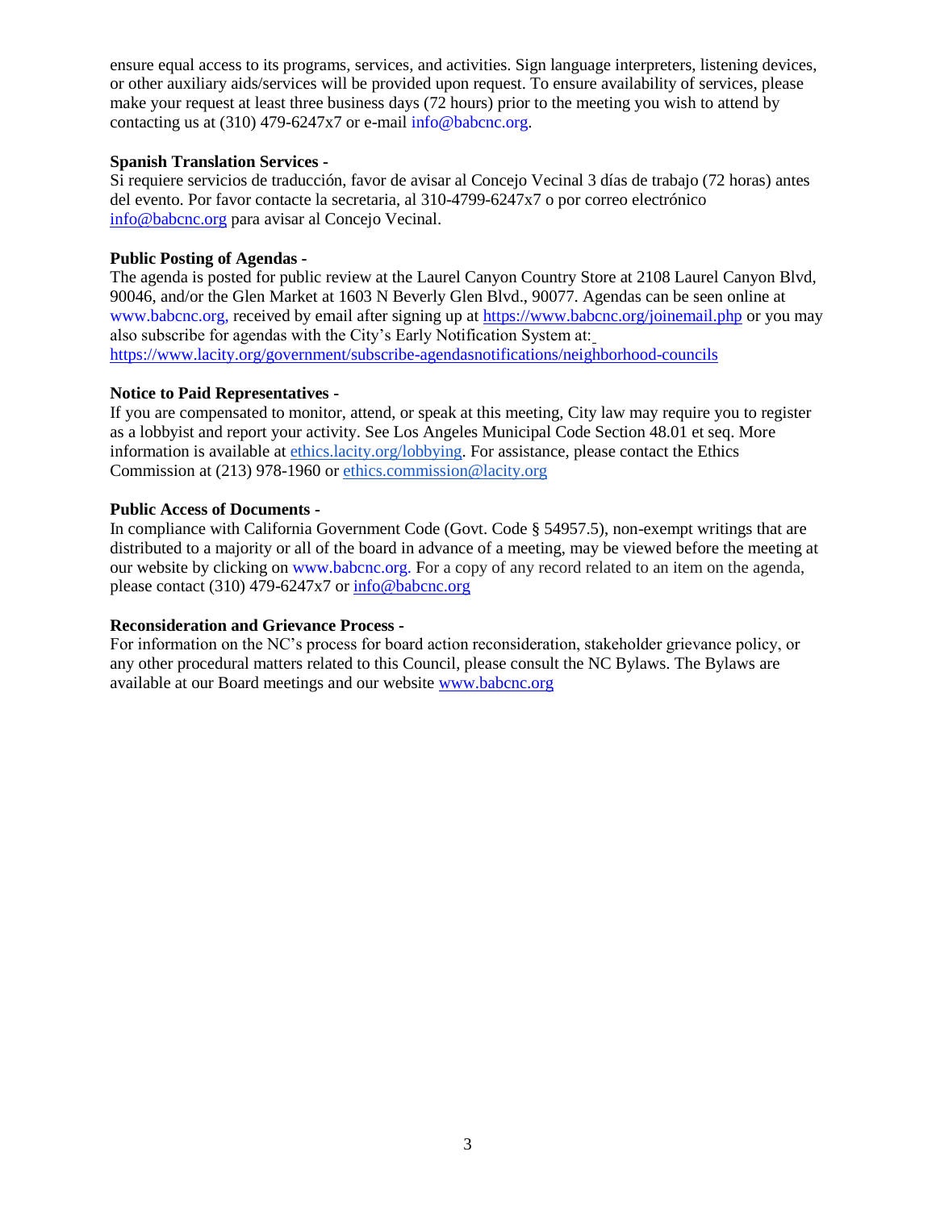ensure equal access to its programs, services, and activities. Sign language interpreters, listening devices, or other auxiliary aids/services will be provided upon request. To ensure availability of services, please make your request at least three business days (72 hours) prior to the meeting you wish to attend by contacting us at (310) 479-6247x7 or e-mail info@babcnc.org.

**Spanish Translation Services -**
Si requiere servicios de traducción, favor de avisar al Concejo Vecinal 3 días de trabajo (72 horas) antes del evento. Por favor contacte la secretaria, al 310-4799-6247x7 o por correo electrónico info@babcnc.org para avisar al Concejo Vecinal.

**Public Posting of Agendas -**
The agenda is posted for public review at the Laurel Canyon Country Store at 2108 Laurel Canyon Blvd, 90046, and/or the Glen Market at 1603 N Beverly Glen Blvd., 90077. Agendas can be seen online at www.babcnc.org, received by email after signing up at https://www.babcnc.org/joinemail.php or you may also subscribe for agendas with the City's Early Notification System at: https://www.lacity.org/government/subscribe-agendasnotifications/neighborhood-councils

**Notice to Paid Representatives -**
If you are compensated to monitor, attend, or speak at this meeting, City law may require you to register as a lobbyist and report your activity. See Los Angeles Municipal Code Section 48.01 et seq. More information is available at ethics.lacity.org/lobbying. For assistance, please contact the Ethics Commission at (213) 978-1960 or ethics.commission@lacity.org

**Public Access of Documents -**
In compliance with California Government Code (Govt. Code § 54957.5), non-exempt writings that are distributed to a majority or all of the board in advance of a meeting, may be viewed before the meeting at our website by clicking on www.babcnc.org. For a copy of any record related to an item on the agenda, please contact (310) 479-6247x7 or info@babcnc.org

**Reconsideration and Grievance Process -**
For information on the NC's process for board action reconsideration, stakeholder grievance policy, or any other procedural matters related to this Council, please consult the NC Bylaws. The Bylaws are available at our Board meetings and our website www.babcnc.org